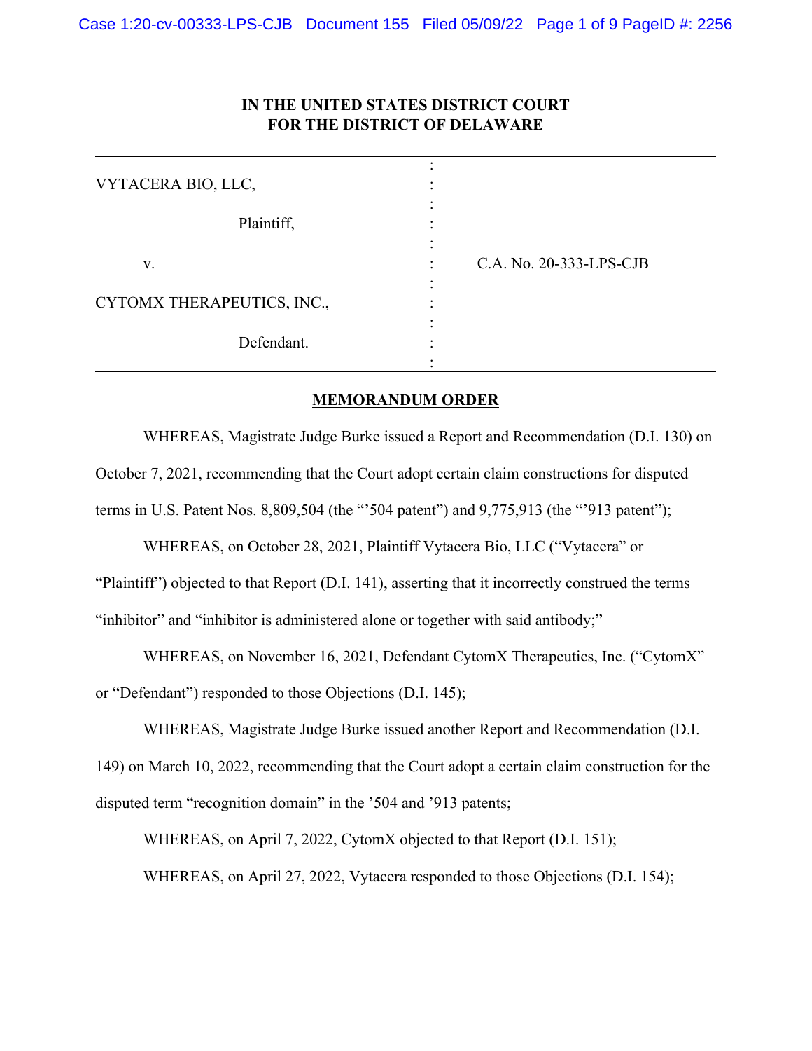IN THE UNITED STATES DISTRICT COURT
FOR THE DISTRICT OF DELAWARE

| | | |
|---|---|---|
| VYTACERA BIO, LLC, | : | |
| Plaintiff, | : | |
| v. | : | C.A. No. 20-333-LPS-CJB |
| CYTOMX THERAPEUTICS, INC., | : | |
| Defendant. | : | |

**MEMORANDUM ORDER**

WHEREAS, Magistrate Judge Burke issued a Report and Recommendation (D.I. 130) on October 7, 2021, recommending that the Court adopt certain claim constructions for disputed terms in U.S. Patent Nos. 8,809,504 (the "'504 patent") and 9,775,913 (the "'913 patent");

WHEREAS, on October 28, 2021, Plaintiff Vytacera Bio, LLC ("Vytacera" or "Plaintiff") objected to that Report (D.I. 141), asserting that it incorrectly construed the terms "inhibitor" and "inhibitor is administered alone or together with said antibody;"

WHEREAS, on November 16, 2021, Defendant CytomX Therapeutics, Inc. ("CytomX" or "Defendant") responded to those Objections (D.I. 145);

WHEREAS, Magistrate Judge Burke issued another Report and Recommendation (D.I. 149) on March 10, 2022, recommending that the Court adopt a certain claim construction for the disputed term "recognition domain" in the '504 and '913 patents;

WHEREAS, on April 7, 2022, CytomX objected to that Report (D.I. 151);

WHEREAS, on April 27, 2022, Vytacera responded to those Objections (D.I. 154);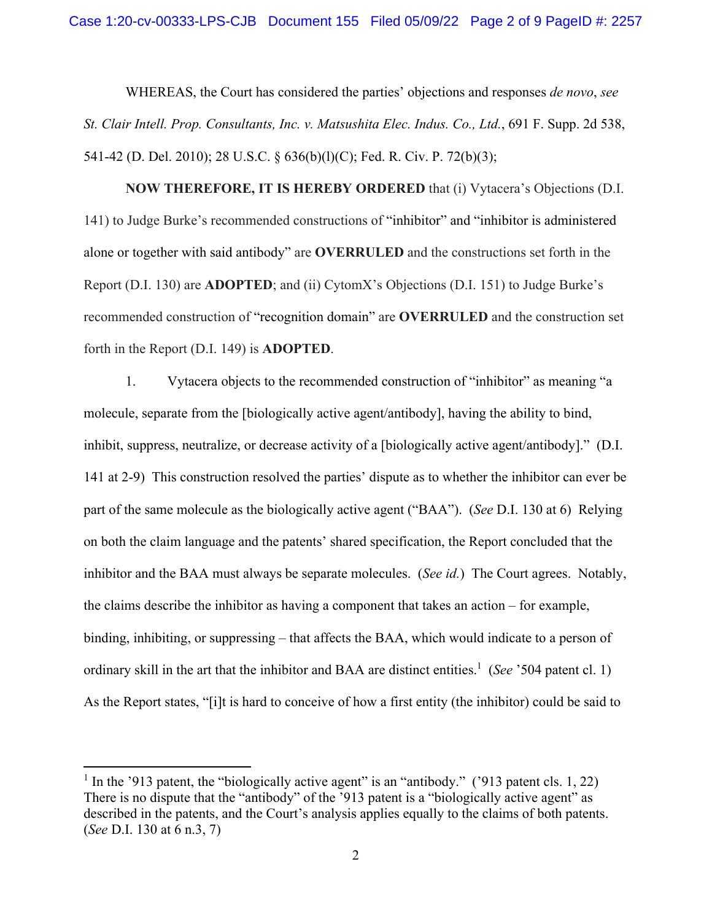WHEREAS, the Court has considered the parties' objections and responses *de novo*, *see St. Clair Intell. Prop. Consultants, Inc. v. Matsushita Elec. Indus. Co., Ltd.*, 691 F. Supp. 2d 538, 541-42 (D. Del. 2010); 28 U.S.C. § 636(b)(l)(C); Fed. R. Civ. P. 72(b)(3);

**NOW THEREFORE, IT IS HEREBY ORDERED** that (i) Vytacera's Objections (D.I. 141) to Judge Burke's recommended constructions of "inhibitor" and "inhibitor is administered alone or together with said antibody" are **OVERRULED** and the constructions set forth in the Report (D.I. 130) are **ADOPTED**; and (ii) CytomX's Objections (D.I. 151) to Judge Burke's recommended construction of "recognition domain" are **OVERRULED** and the construction set forth in the Report (D.I. 149) is **ADOPTED**.

1. Vytacera objects to the recommended construction of "inhibitor" as meaning "a molecule, separate from the [biologically active agent/antibody], having the ability to bind, inhibit, suppress, neutralize, or decrease activity of a [biologically active agent/antibody]." (D.I. 141 at 2-9) This construction resolved the parties' dispute as to whether the inhibitor can ever be part of the same molecule as the biologically active agent ("BAA"). (*See* D.I. 130 at 6) Relying on both the claim language and the patents' shared specification, the Report concluded that the inhibitor and the BAA must always be separate molecules. (*See id.*) The Court agrees. Notably, the claims describe the inhibitor as having a component that takes an action – for example, binding, inhibiting, or suppressing – that affects the BAA, which would indicate to a person of ordinary skill in the art that the inhibitor and BAA are distinct entities.[1] (*See* '504 patent cl. 1) As the Report states, "[i]t is hard to conceive of how a first entity (the inhibitor) could be said to

[1] In the '913 patent, the "biologically active agent" is an "antibody." ('913 patent cls. 1, 22) There is no dispute that the "antibody" of the '913 patent is a "biologically active agent" as described in the patents, and the Court's analysis applies equally to the claims of both patents. (*See* D.I. 130 at 6 n.3, 7)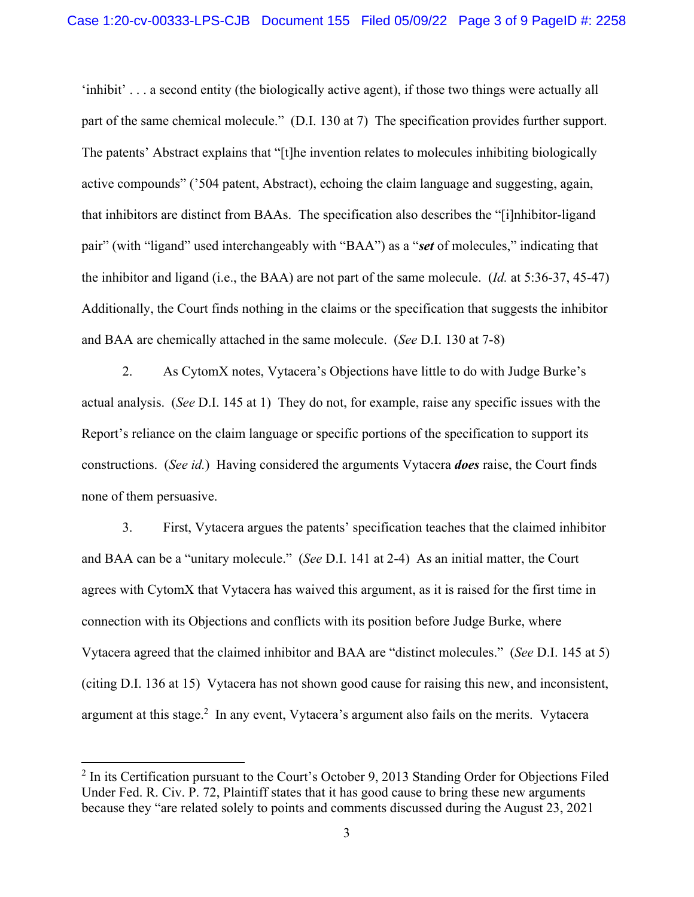'inhibit' . . . a second entity (the biologically active agent), if those two things were actually all part of the same chemical molecule." (D.I. 130 at 7) The specification provides further support. The patents' Abstract explains that "[t]he invention relates to molecules inhibiting biologically active compounds" ('504 patent, Abstract), echoing the claim language and suggesting, again, that inhibitors are distinct from BAAs. The specification also describes the "[i]nhibitor-ligand pair" (with "ligand" used interchangeably with "BAA") as a "***set*** of molecules," indicating that the inhibitor and ligand (i.e., the BAA) are not part of the same molecule. (*Id.* at 5:36-37, 45-47) Additionally, the Court finds nothing in the claims or the specification that suggests the inhibitor and BAA are chemically attached in the same molecule. (*See* D.I. 130 at 7-8)

2. As CytomX notes, Vytacera's Objections have little to do with Judge Burke's actual analysis. (*See* D.I. 145 at 1) They do not, for example, raise any specific issues with the Report's reliance on the claim language or specific portions of the specification to support its constructions. (*See id.*) Having considered the arguments Vytacera ***does*** raise, the Court finds none of them persuasive.

3. First, Vytacera argues the patents' specification teaches that the claimed inhibitor and BAA can be a "unitary molecule." (*See* D.I. 141 at 2-4) As an initial matter, the Court agrees with CytomX that Vytacera has waived this argument, as it is raised for the first time in connection with its Objections and conflicts with its position before Judge Burke, where Vytacera agreed that the claimed inhibitor and BAA are "distinct molecules." (*See* D.I. 145 at 5) (citing D.I. 136 at 15) Vytacera has not shown good cause for raising this new, and inconsistent, argument at this stage.[2] In any event, Vytacera's argument also fails on the merits. Vytacera

---

[2] In its Certification pursuant to the Court's October 9, 2013 Standing Order for Objections Filed Under Fed. R. Civ. P. 72, Plaintiff states that it has good cause to bring these new arguments because they "are related solely to points and comments discussed during the August 23, 2021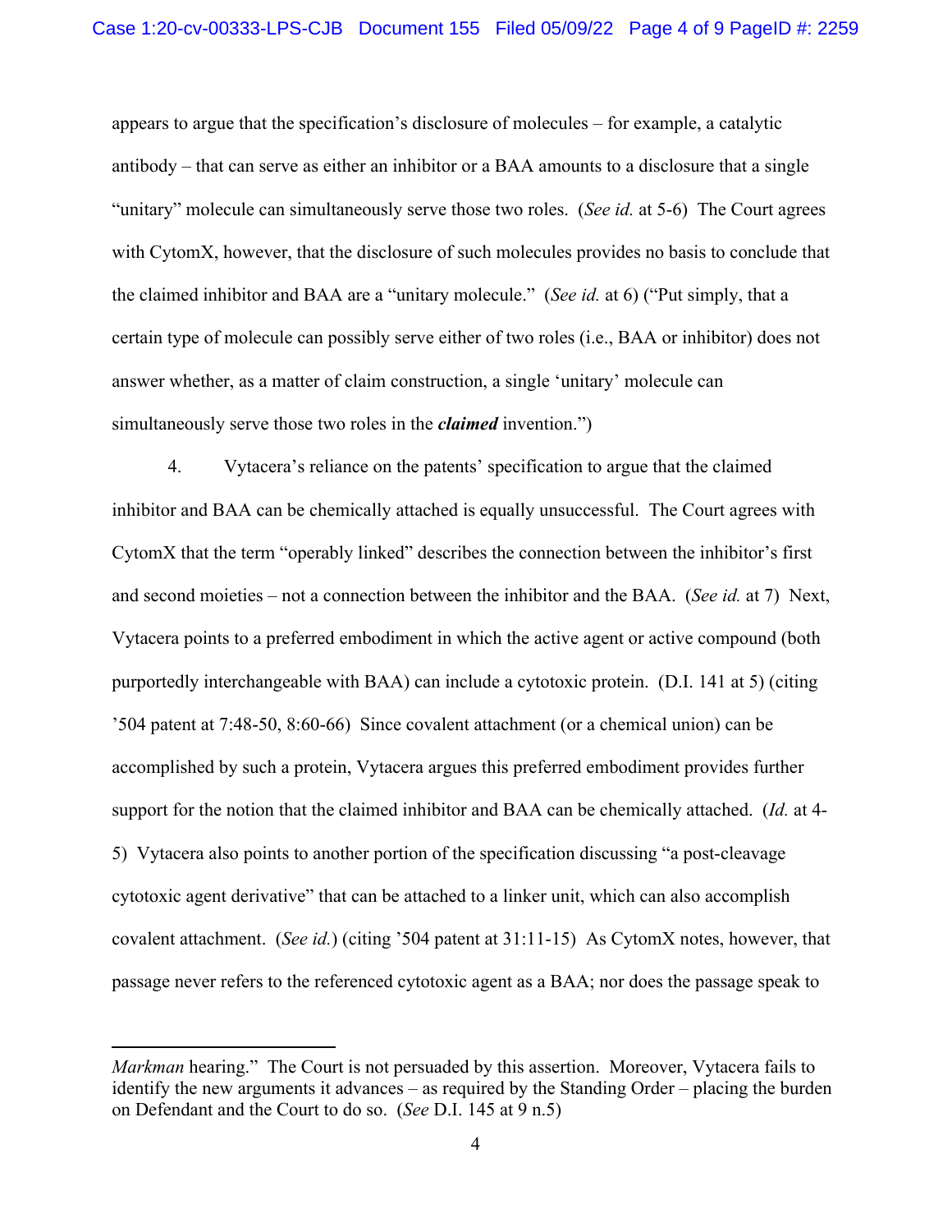appears to argue that the specification's disclosure of molecules – for example, a catalytic antibody – that can serve as either an inhibitor or a BAA amounts to a disclosure that a single "unitary" molecule can simultaneously serve those two roles. (*See id.* at 5-6) The Court agrees with CytomX, however, that the disclosure of such molecules provides no basis to conclude that the claimed inhibitor and BAA are a "unitary molecule." (*See id.* at 6) ("Put simply, that a certain type of molecule can possibly serve either of two roles (i.e., BAA or inhibitor) does not answer whether, as a matter of claim construction, a single 'unitary' molecule can simultaneously serve those two roles in the ***claimed*** invention.")

4. Vytacera's reliance on the patents' specification to argue that the claimed inhibitor and BAA can be chemically attached is equally unsuccessful. The Court agrees with CytomX that the term "operably linked" describes the connection between the inhibitor's first and second moieties – not a connection between the inhibitor and the BAA. (*See id.* at 7) Next, Vytacera points to a preferred embodiment in which the active agent or active compound (both purportedly interchangeable with BAA) can include a cytotoxic protein. (D.I. 141 at 5) (citing '504 patent at 7:48-50, 8:60-66) Since covalent attachment (or a chemical union) can be accomplished by such a protein, Vytacera argues this preferred embodiment provides further support for the notion that the claimed inhibitor and BAA can be chemically attached. (*Id.* at 4-5) Vytacera also points to another portion of the specification discussing "a post-cleavage cytotoxic agent derivative" that can be attached to a linker unit, which can also accomplish covalent attachment. (*See id.*) (citing '504 patent at 31:11-15) As CytomX notes, however, that passage never refers to the referenced cytotoxic agent as a BAA; nor does the passage speak to

---

*Markman* hearing." The Court is not persuaded by this assertion. Moreover, Vytacera fails to identify the new arguments it advances – as required by the Standing Order – placing the burden on Defendant and the Court to do so. (*See* D.I. 145 at 9 n.5)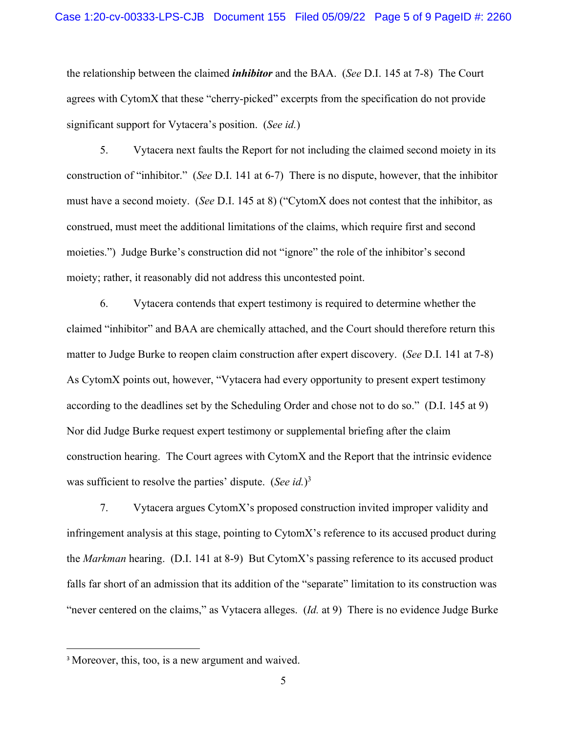the relationship between the claimed ***inhibitor*** and the BAA. (*See* D.I. 145 at 7-8) The Court agrees with CytomX that these "cherry-picked" excerpts from the specification do not provide significant support for Vytacera's position. (*See id.*)

5. Vytacera next faults the Report for not including the claimed second moiety in its construction of "inhibitor." (*See* D.I. 141 at 6-7) There is no dispute, however, that the inhibitor must have a second moiety. (*See* D.I. 145 at 8) ("CytomX does not contest that the inhibitor, as construed, must meet the additional limitations of the claims, which require first and second moieties.") Judge Burke's construction did not "ignore" the role of the inhibitor's second moiety; rather, it reasonably did not address this uncontested point.

6. Vytacera contends that expert testimony is required to determine whether the claimed "inhibitor" and BAA are chemically attached, and the Court should therefore return this matter to Judge Burke to reopen claim construction after expert discovery. (*See* D.I. 141 at 7-8) As CytomX points out, however, "Vytacera had every opportunity to present expert testimony according to the deadlines set by the Scheduling Order and chose not to do so." (D.I. 145 at 9) Nor did Judge Burke request expert testimony or supplemental briefing after the claim construction hearing. The Court agrees with CytomX and the Report that the intrinsic evidence was sufficient to resolve the parties' dispute. (*See id.*)[3]

7. Vytacera argues CytomX's proposed construction invited improper validity and infringement analysis at this stage, pointing to CytomX's reference to its accused product during the *Markman* hearing. (D.I. 141 at 8-9) But CytomX's passing reference to its accused product falls far short of an admission that its addition of the "separate" limitation to its construction was "never centered on the claims," as Vytacera alleges. (*Id.* at 9) There is no evidence Judge Burke

[3] Moreover, this, too, is a new argument and waived.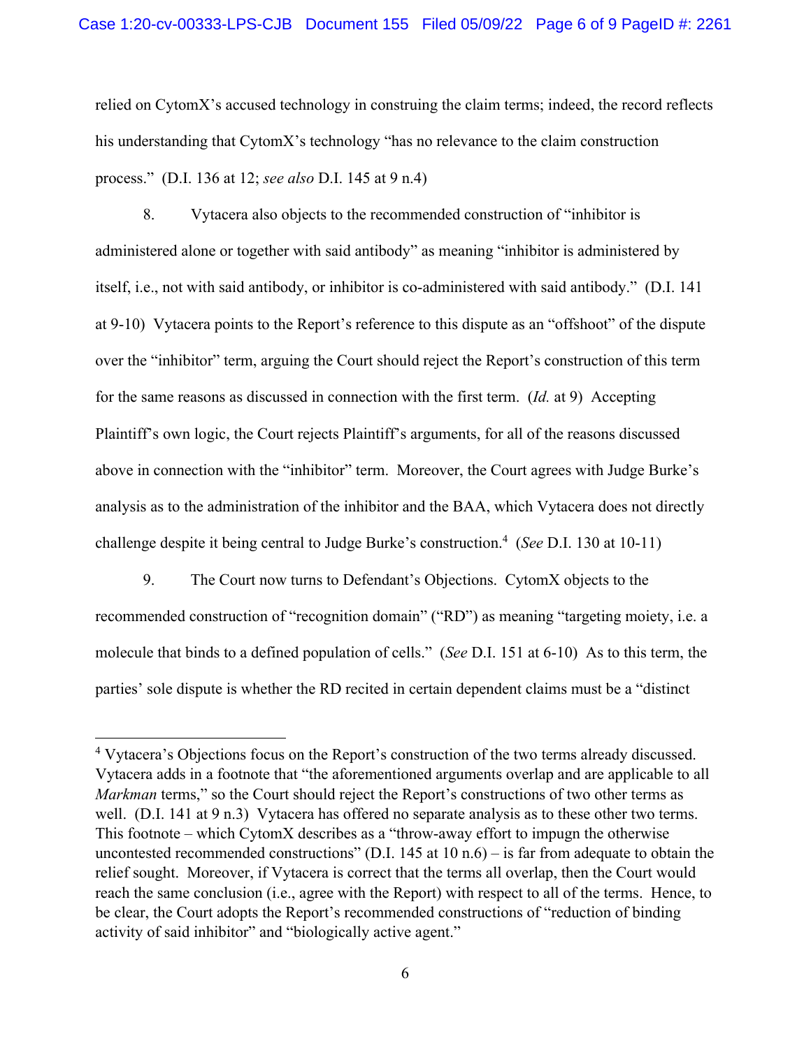relied on CytomX's accused technology in construing the claim terms; indeed, the record reflects his understanding that CytomX's technology "has no relevance to the claim construction process." (D.I. 136 at 12; *see also* D.I. 145 at 9 n.4)

8. Vytacera also objects to the recommended construction of "inhibitor is administered alone or together with said antibody" as meaning "inhibitor is administered by itself, i.e., not with said antibody, or inhibitor is co-administered with said antibody." (D.I. 141 at 9-10) Vytacera points to the Report's reference to this dispute as an "offshoot" of the dispute over the "inhibitor" term, arguing the Court should reject the Report's construction of this term for the same reasons as discussed in connection with the first term. (*Id.* at 9) Accepting Plaintiff's own logic, the Court rejects Plaintiff's arguments, for all of the reasons discussed above in connection with the "inhibitor" term. Moreover, the Court agrees with Judge Burke's analysis as to the administration of the inhibitor and the BAA, which Vytacera does not directly challenge despite it being central to Judge Burke's construction.[4] (*See* D.I. 130 at 10-11)

9. The Court now turns to Defendant's Objections. CytomX objects to the recommended construction of "recognition domain" ("RD") as meaning "targeting moiety, i.e. a molecule that binds to a defined population of cells." (*See* D.I. 151 at 6-10) As to this term, the parties' sole dispute is whether the RD recited in certain dependent claims must be a "distinct

---

[4] Vytacera's Objections focus on the Report's construction of the two terms already discussed. Vytacera adds in a footnote that "the aforementioned arguments overlap and are applicable to all *Markman* terms," so the Court should reject the Report's constructions of two other terms as well. (D.I. 141 at 9 n.3) Vytacera has offered no separate analysis as to these other two terms. This footnote – which CytomX describes as a "throw-away effort to impugn the otherwise uncontested recommended constructions" (D.I. 145 at 10 n.6) – is far from adequate to obtain the relief sought. Moreover, if Vytacera is correct that the terms all overlap, then the Court would reach the same conclusion (i.e., agree with the Report) with respect to all of the terms. Hence, to be clear, the Court adopts the Report's recommended constructions of "reduction of binding activity of said inhibitor" and "biologically active agent."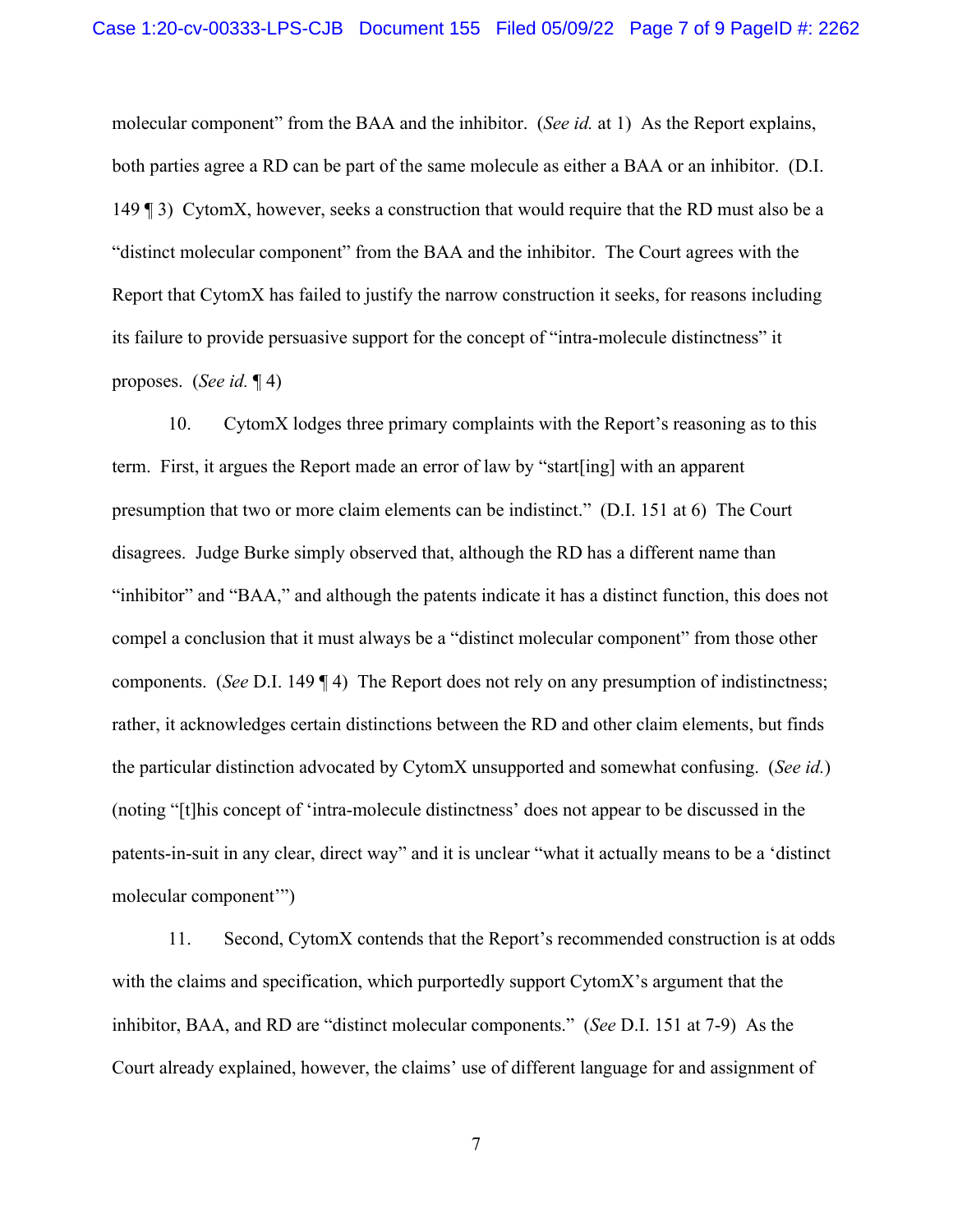molecular component" from the BAA and the inhibitor. (*See id.* at 1) As the Report explains, both parties agree a RD can be part of the same molecule as either a BAA or an inhibitor. (D.I. 149 ¶ 3) CytomX, however, seeks a construction that would require that the RD must also be a "distinct molecular component" from the BAA and the inhibitor. The Court agrees with the Report that CytomX has failed to justify the narrow construction it seeks, for reasons including its failure to provide persuasive support for the concept of "intra-molecule distinctness" it proposes. (*See id.* ¶ 4)

10. CytomX lodges three primary complaints with the Report's reasoning as to this term. First, it argues the Report made an error of law by "start[ing] with an apparent presumption that two or more claim elements can be indistinct." (D.I. 151 at 6) The Court disagrees. Judge Burke simply observed that, although the RD has a different name than "inhibitor" and "BAA," and although the patents indicate it has a distinct function, this does not compel a conclusion that it must always be a "distinct molecular component" from those other components. (*See* D.I. 149 ¶ 4) The Report does not rely on any presumption of indistinctness; rather, it acknowledges certain distinctions between the RD and other claim elements, but finds the particular distinction advocated by CytomX unsupported and somewhat confusing. (*See id.*) (noting "[t]his concept of 'intra-molecule distinctness' does not appear to be discussed in the patents-in-suit in any clear, direct way" and it is unclear "what it actually means to be a 'distinct molecular component'")

11. Second, CytomX contends that the Report's recommended construction is at odds with the claims and specification, which purportedly support CytomX's argument that the inhibitor, BAA, and RD are "distinct molecular components." (*See* D.I. 151 at 7-9) As the Court already explained, however, the claims' use of different language for and assignment of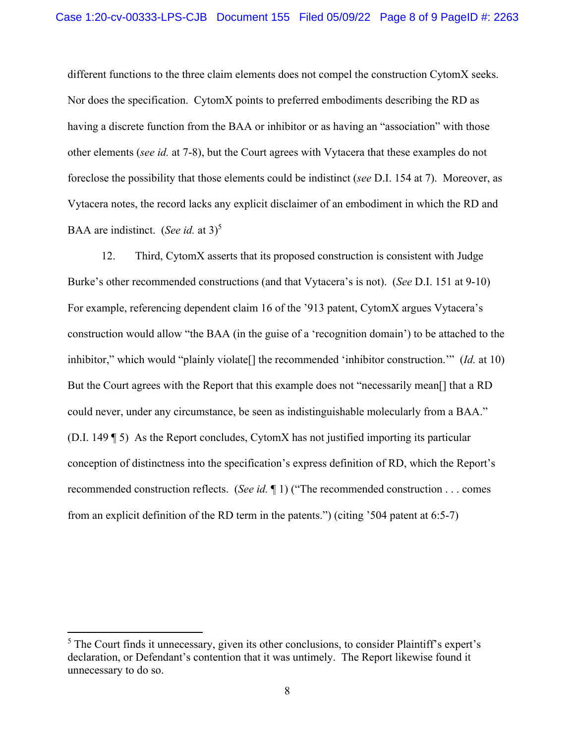different functions to the three claim elements does not compel the construction CytomX seeks. Nor does the specification. CytomX points to preferred embodiments describing the RD as having a discrete function from the BAA or inhibitor or as having an "association" with those other elements (*see id.* at 7-8), but the Court agrees with Vytacera that these examples do not foreclose the possibility that those elements could be indistinct (*see* D.I. 154 at 7). Moreover, as Vytacera notes, the record lacks any explicit disclaimer of an embodiment in which the RD and BAA are indistinct. (*See id.* at 3)[5]

12. Third, CytomX asserts that its proposed construction is consistent with Judge Burke's other recommended constructions (and that Vytacera's is not). (*See* D.I. 151 at 9-10) For example, referencing dependent claim 16 of the '913 patent, CytomX argues Vytacera's construction would allow "the BAA (in the guise of a 'recognition domain') to be attached to the inhibitor," which would "plainly violate[] the recommended 'inhibitor construction.'" (*Id.* at 10) But the Court agrees with the Report that this example does not "necessarily mean[] that a RD could never, under any circumstance, be seen as indistinguishable molecularly from a BAA." (D.I. 149 ¶ 5) As the Report concludes, CytomX has not justified importing its particular conception of distinctness into the specification's express definition of RD, which the Report's recommended construction reflects. (*See id.* ¶ 1) ("The recommended construction . . . comes from an explicit definition of the RD term in the patents.") (citing '504 patent at 6:5-7)

---

[5] The Court finds it unnecessary, given its other conclusions, to consider Plaintiff's expert's declaration, or Defendant's contention that it was untimely. The Report likewise found it unnecessary to do so.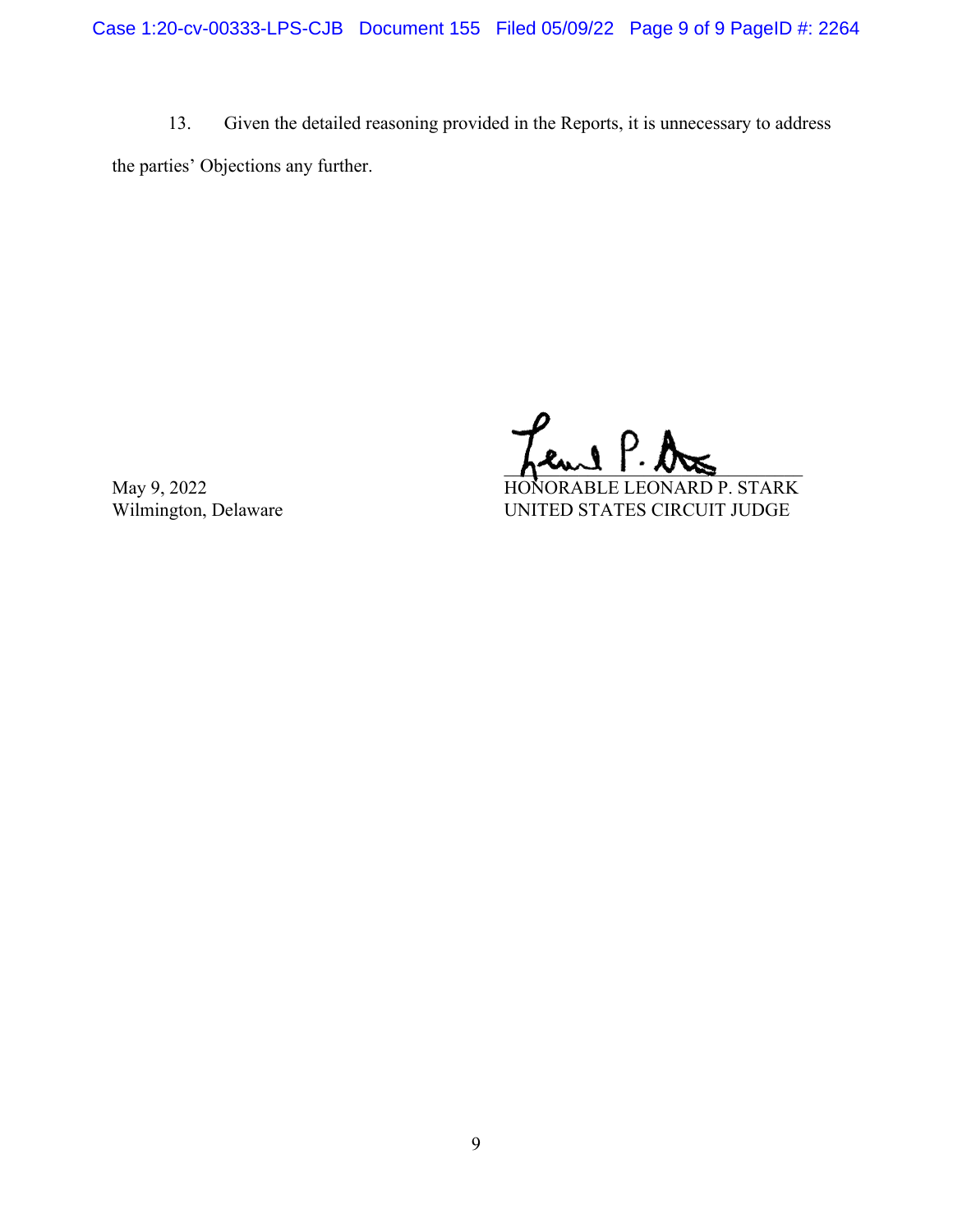13. Given the detailed reasoning provided in the Reports, it is unnecessary to address the parties' Objections any further.

May 9, 2022
Wilmington, Delaware

HONORABLE LEONARD P. STARK
UNITED STATES CIRCUIT JUDGE